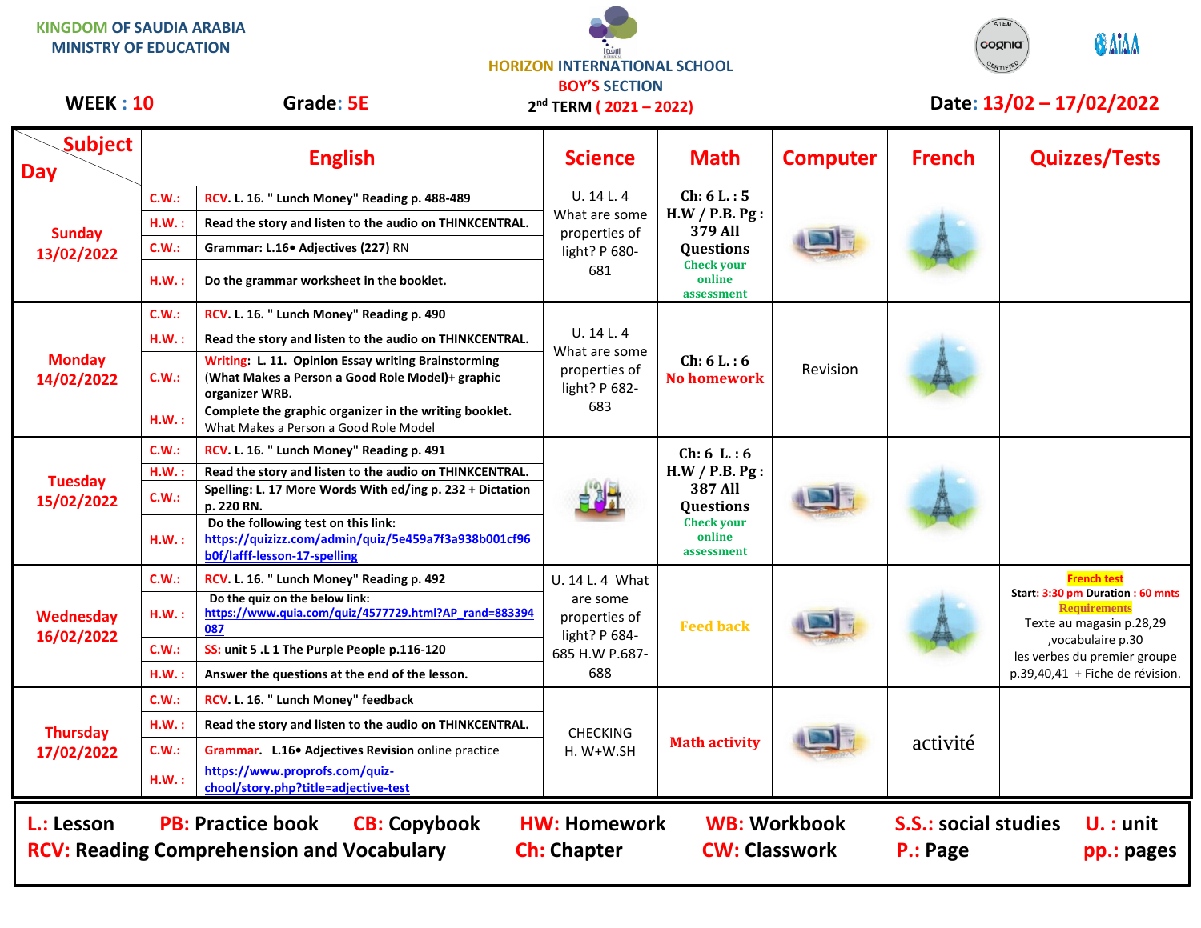KINGDOM OF SAUDIA ARABIA
MINISTRY OF EDUCATION

HORIZON INTERNATIONAL SCHOOL
BOY'S SECTION
2nd TERM ( 2021 – 2022)

**WEEK : 10** **Grade: 5E** **Date: 13/02 – 17/02/2022**

| Day \ Subject | English | | Science | Math | Computer | French | Quizzes/Tests |
|---|---|---|---|---|---|---|---|
| **Sunday 13/02/2022** | C.W.: | RCV. L. 16. " Lunch Money" Reading p. 488-489 | U. 14 L. 4 What are some properties of light? P 680-681 | Ch: 6 L. : 5 H.W / P.B. Pg : 379 All Questions Check your online assessment | | | |
| | H.W. : | Read the story and listen to the audio on THINKCENTRAL. | | | | | |
| | C.W.: | Grammar: L.16• Adjectives (227) RN | | | | | |
| | H.W. : | Do the grammar worksheet in the booklet. | | | | | |
| **Monday 14/02/2022** | C.W.: | RCV. L. 16. " Lunch Money" Reading p. 490 | U. 14 L. 4 What are some properties of light? P 682-683 | Ch: 6 L. : 6 No homework | Revision | | |
| | H.W. : | Read the story and listen to the audio on THINKCENTRAL. | | | | | |
| | C.W.: | Writing: L. 11. Opinion Essay writing Brainstorming (What Makes a Person a Good Role Model)+ graphic organizer WRB. | | | | | |
| | H.W. : | Complete the graphic organizer in the writing booklet. What Makes a Person a Good Role Model | | | | | |
| **Tuesday 15/02/2022** | C.W.: | RCV. L. 16. " Lunch Money" Reading p. 491 | | Ch: 6 L. : 6 H.W / P.B. Pg : 387 All Questions Check your online assessment | | | |
| | H.W. : | Read the story and listen to the audio on THINKCENTRAL. | | | | | |
| | C.W.: | Spelling: L. 17 More Words With ed/ing p. 232 + Dictation p. 220 RN. | | | | | |
| | H.W. : | Do the following test on this link: https://quizizz.com/admin/quiz/5e459a7f3a938b001cf96b0f/lafff-lesson-17-spelling | | | | | |
| **Wednesday 16/02/2022** | C.W.: | RCV. L. 16. " Lunch Money" Reading p. 492 | U. 14 L. 4 What are some properties of light? P 684-685 H.W P.687-688 | Feed back | | | French test Start: 3:30 pm Duration : 60 mnts Requirements Texte au magasin p.28,29 ,vocabulaire p.30 les verbes du premier groupe p.39,40,41 + Fiche de révision. |
| | H.W. : | Do the quiz on the below link: https://www.quia.com/quiz/4577729.html?AP_rand=883394087 | | | | | |
| | C.W.: | SS: unit 5 .L 1 The Purple People p.116-120 | | | | | |
| | H.W. : | Answer the questions at the end of the lesson. | | | | | |
| **Thursday 17/02/2022** | C.W.: | RCV. L. 16. " Lunch Money" feedback | CHECKING H. W+W.SH | Math activity | | activité | |
| | H.W. : | Read the story and listen to the audio on THINKCENTRAL. | | | | | |
| | C.W.: | Grammar. L.16• Adjectives Revision online practice | | | | | |
| | H.W. : | https://www.proprofs.com/quiz-school/story.php?title=adjective-test | | | | | |

**L.: Lesson** **PB: Practice book** **CB: Copybook** **HW: Homework** **WB: Workbook** **S.S.: social studies** **U. : unit**
**RCV: Reading Comprehension and Vocabulary** **Ch: Chapter** **CW: Classwork** **P.: Page** **pp.: pages**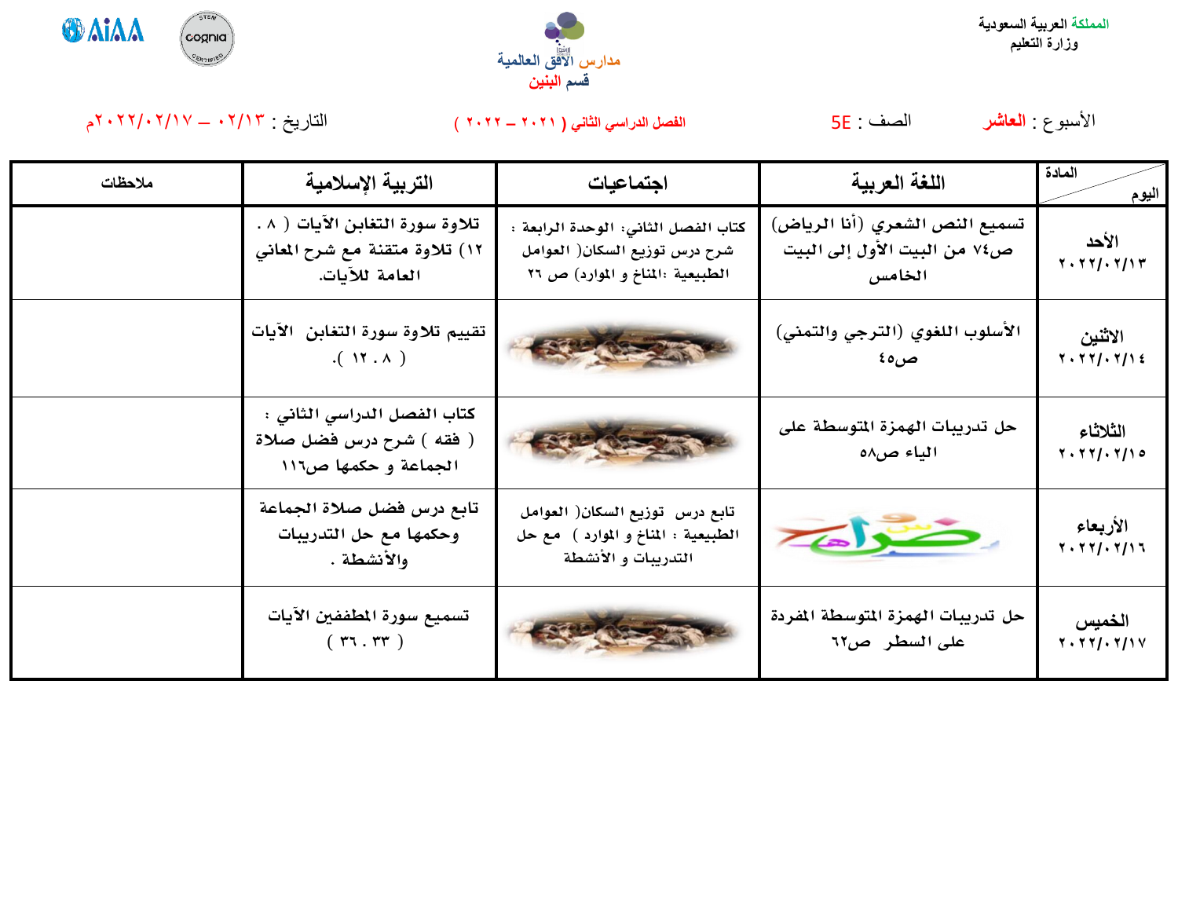المملكة العربية السعودية
وزارة التعليم

مدارس الأفق العالمية
قسم البنين

الأسبوع : العاشر　　الصف : 5E　　الفصل الدراسي الثاني ( ٢٠٢١ – ٢٠٢٢ )　　التاريخ : ٠٢/١٣ – ٢٠٢٢/٠٢/١٧م

| المادة / اليوم | اللغة العربية | اجتماعيات | التربية الإسلامية | ملاحظات |
|---|---|---|---|---|
| الأحد ٢٠٢٢/٠٢/١٣ | تسميع النص الشعري (أنا الرياض) ص٧٤ من البيت الأول إلى البيت الخامس | كتاب الفصل الثاني: الوحدة الرابعة : شرح درس توزيع السكان( العوامل الطبيعية :المناخ و الموارد) ص ٢٦ | تلاوة سورة التغابن الآيات ( ٨ . ١٢) تلاوة متقنة مع شرح المعاني العامة للآيات. | |
| الاثنين ٢٠٢٢/٠٢/١٤ | الأسلوب اللغوي (الترجي والتمني) ص٤٥ | | تقييم تلاوة سورة التغابن الآيات ( ٨ . ١٢ ). | |
| الثلاثاء ٢٠٢٢/٠٢/١٥ | حل تدريبات الهمزة المتوسطة على الياء ص٥٨ | | كتاب الفصل الدراسي الثاني : ( فقه ) شرح درس فضل صلاة الجماعة و حكمها ص١١٦ | |
| الأربعاء ٢٠٢٢/٠٢/١٦ | | تابع درس توزيع السكان( العوامل الطبيعية : المناخ و الموارد ) مع حل التدريبات و الأنشطة | تابع درس فضل صلاة الجماعة وحكمها مع حل التدريبات والأنشطة . | |
| الخميس ٢٠٢٢/٠٢/١٧ | حل تدريبات الهمزة المتوسطة المفردة على السطر ص٦٢ | | تسميع سورة المطففين الآيات ( ٣٣ . ٣٦ ) | |